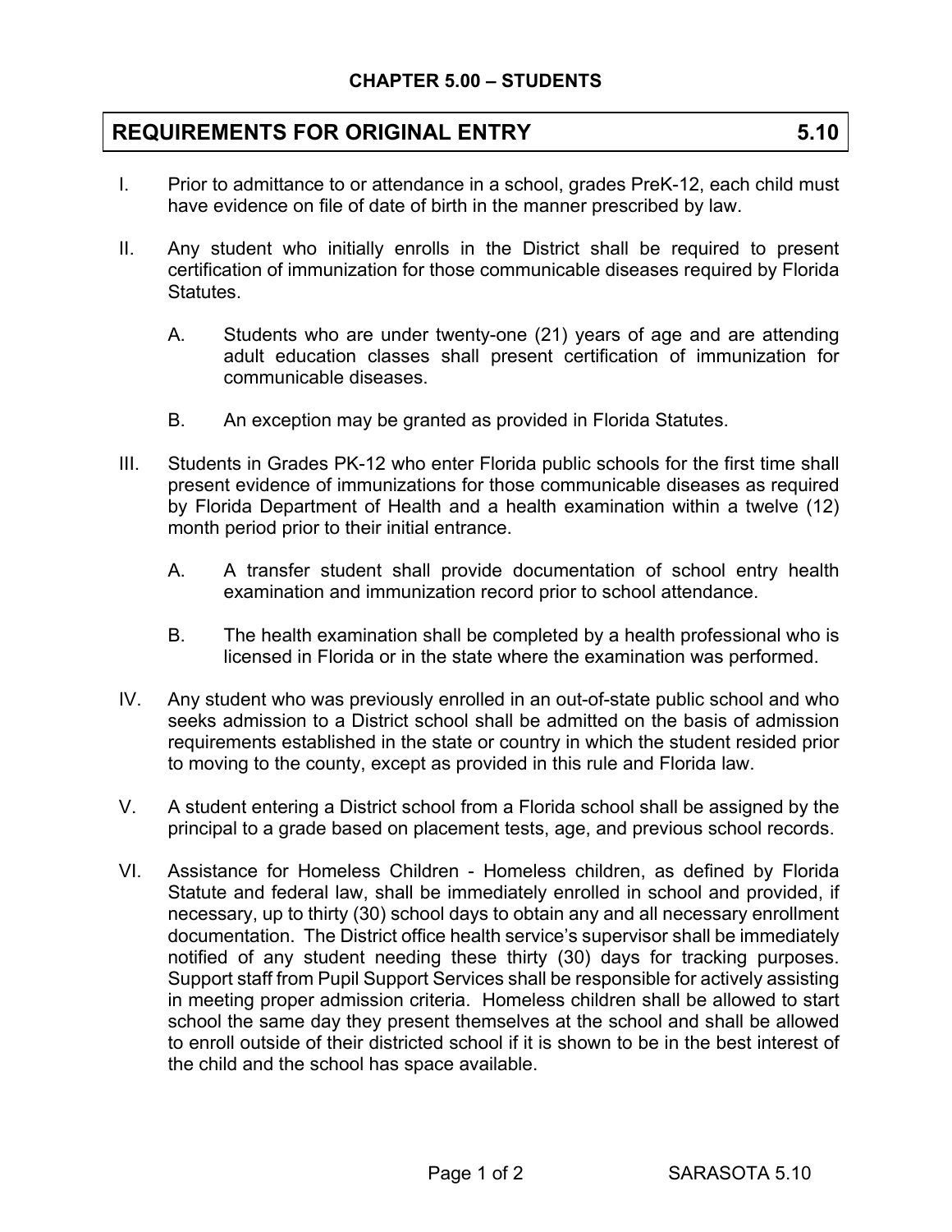## CHAPTER 5.00 – STUDENTS

# REQUIREMENTS FOR ORIGINAL ENTRY 5.10

I. Prior to admittance to or attendance in a school, grades PreK-12, each child must have evidence on file of date of birth in the manner prescribed by law.

II. Any student who initially enrolls in the District shall be required to present certification of immunization for those communicable diseases required by Florida Statutes.

   A. Students who are under twenty-one (21) years of age and are attending adult education classes shall present certification of immunization for communicable diseases.

   B. An exception may be granted as provided in Florida Statutes.

III. Students in Grades PK-12 who enter Florida public schools for the first time shall present evidence of immunizations for those communicable diseases as required by Florida Department of Health and a health examination within a twelve (12) month period prior to their initial entrance.

   A. A transfer student shall provide documentation of school entry health examination and immunization record prior to school attendance.

   B. The health examination shall be completed by a health professional who is licensed in Florida or in the state where the examination was performed.

IV. Any student who was previously enrolled in an out-of-state public school and who seeks admission to a District school shall be admitted on the basis of admission requirements established in the state or country in which the student resided prior to moving to the county, except as provided in this rule and Florida law.

V. A student entering a District school from a Florida school shall be assigned by the principal to a grade based on placement tests, age, and previous school records.

VI. Assistance for Homeless Children - Homeless children, as defined by Florida Statute and federal law, shall be immediately enrolled in school and provided, if necessary, up to thirty (30) school days to obtain any and all necessary enrollment documentation. The District office health service's supervisor shall be immediately notified of any student needing these thirty (30) days for tracking purposes. Support staff from Pupil Support Services shall be responsible for actively assisting in meeting proper admission criteria. Homeless children shall be allowed to start school the same day they present themselves at the school and shall be allowed to enroll outside of their districted school if it is shown to be in the best interest of the child and the school has space available.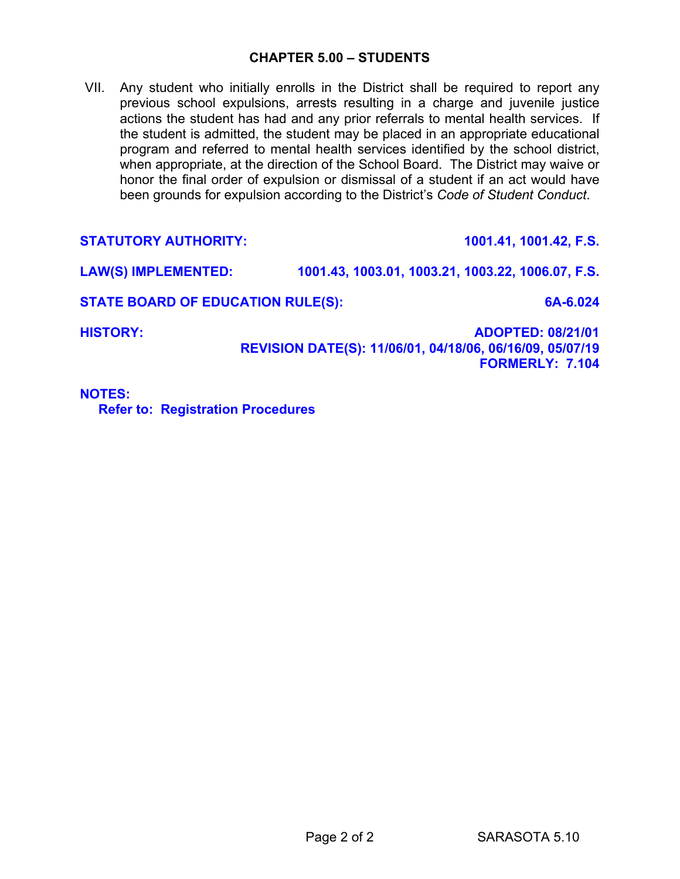## CHAPTER 5.00 – STUDENTS

VII. Any student who initially enrolls in the District shall be required to report any previous school expulsions, arrests resulting in a charge and juvenile justice actions the student has had and any prior referrals to mental health services. If the student is admitted, the student may be placed in an appropriate educational program and referred to mental health services identified by the school district, when appropriate, at the direction of the School Board. The District may waive or honor the final order of expulsion or dismissal of a student if an act would have been grounds for expulsion according to the District's *Code of Student Conduct*.

**STATUTORY AUTHORITY:** **1001.41, 1001.42, F.S.**

**LAW(S) IMPLEMENTED:** **1001.43, 1003.01, 1003.21, 1003.22, 1006.07, F.S.**

**STATE BOARD OF EDUCATION RULE(S):** **6A-6.024**

**HISTORY:** **ADOPTED: 08/21/01**
**REVISION DATE(S): 11/06/01, 04/18/06, 06/16/09, 05/07/19**
**FORMERLY: 7.104**

**NOTES:**
**Refer to: Registration Procedures**